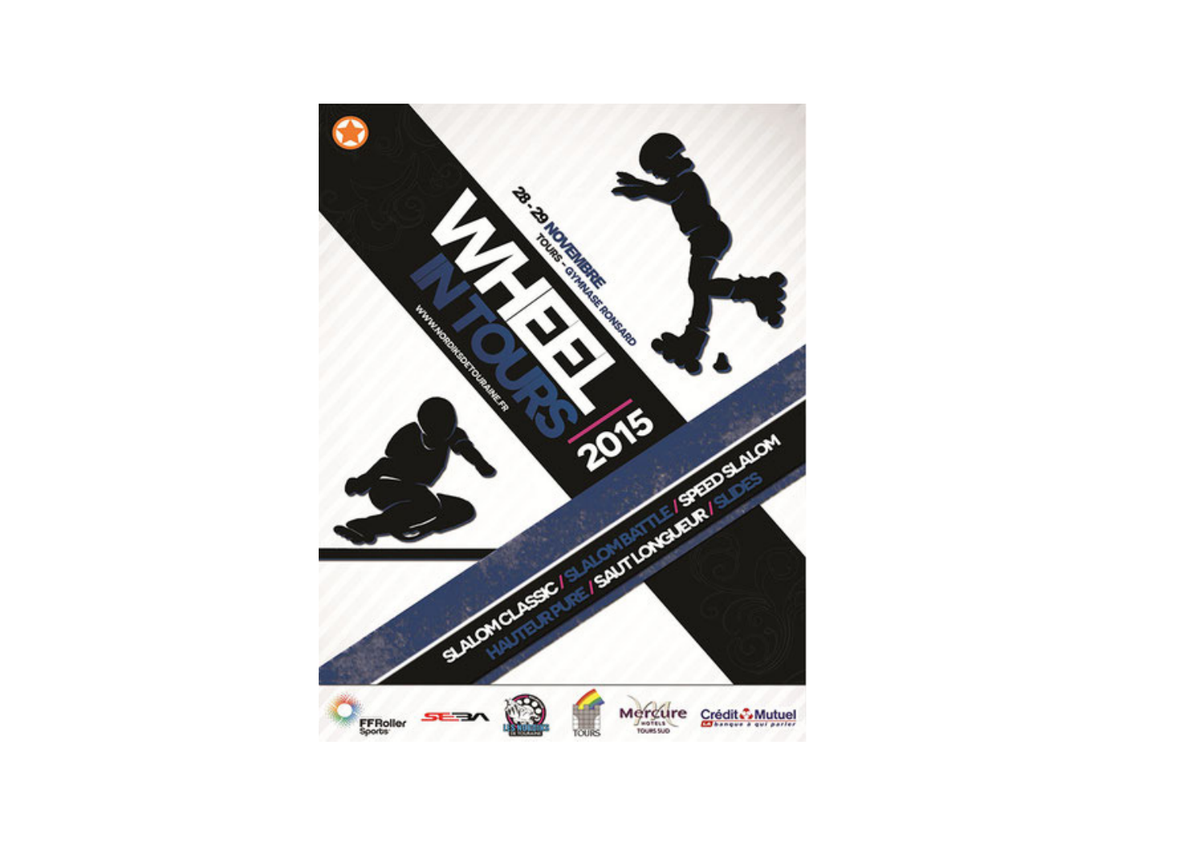# WHEEL IN TOURS 2015

28 - 29 NOVEMBRE

TOURS - GYMNASE RONSARD

WWW.NORDIKSDETOURAINE.FR

SLALOM CLASSIC / SLALOM BATTLE / SPEED SLALOM

HAUTEUR PURE / SAUT LONGUEUR / SLIDES

FFRoller Sports · SEBA · Les Nordiks de Touraine · Tours · Mercure Hotels Tours Sud · Crédit Mutuel La banque à qui parler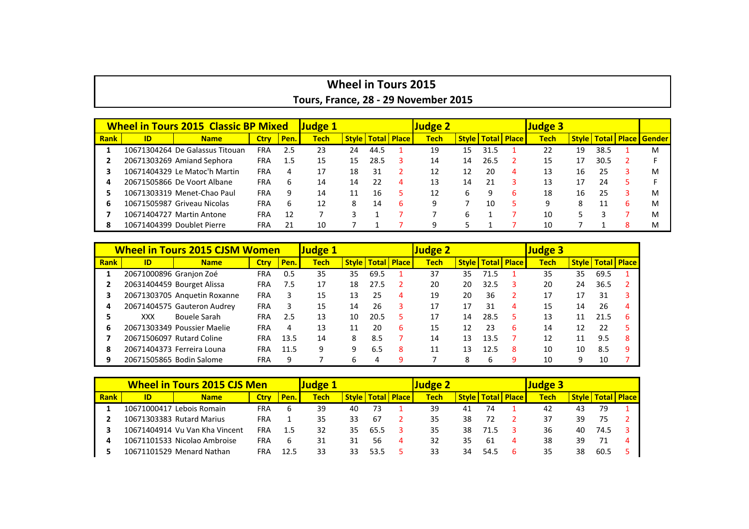# Wheel in Tours 2015

## Tours, France, 28 - 29 November 2015

| Wheel in Tours 2015 Classic BP Mixed | | | | | Judge 1 | | | | Judge 2 | | | | Judge 3 | | | | |
|---|---|---|---|---|---|---|---|---|---|---|---|---|---|---|---|---|---|
| Rank | ID | Name | Ctry | Pen. | Tech | Style | Total | Place | Tech | Style | Total | Place | Tech | Style | Total | Place | Gender |
| 1 | 10671304264 | De Galassus Titouan | FRA | 2.5 | 23 | 24 | 44.5 | 1 | 19 | 15 | 31.5 | 1 | 22 | 19 | 38.5 | 1 | M |
| 2 | 20671303269 | Amiand Sephora | FRA | 1.5 | 15 | 15 | 28.5 | 3 | 14 | 14 | 26.5 | 2 | 15 | 17 | 30.5 | 2 | F |
| 3 | 10671404329 | Le Matoc'h Martin | FRA | 4 | 17 | 18 | 31 | 2 | 12 | 12 | 20 | 4 | 13 | 16 | 25 | 3 | M |
| 4 | 20671505866 | De Voort Albane | FRA | 6 | 14 | 14 | 22 | 4 | 13 | 14 | 21 | 3 | 13 | 17 | 24 | 5 | F |
| 5 | 10671303319 | Menet-Chao Paul | FRA | 9 | 14 | 11 | 16 | 5 | 12 | 6 | 9 | 6 | 18 | 16 | 25 | 3 | M |
| 6 | 10671505987 | Griveau Nicolas | FRA | 6 | 12 | 8 | 14 | 6 | 9 | 7 | 10 | 5 | 9 | 8 | 11 | 6 | M |
| 7 | 10671404727 | Martin Antone | FRA | 12 | 7 | 3 | 1 | 7 | 7 | 6 | 1 | 7 | 10 | 5 | 3 | 7 | M |
| 8 | 10671404399 | Doublet Pierre | FRA | 21 | 10 | 7 | 1 | 7 | 9 | 5 | 1 | 7 | 10 | 7 | 1 | 8 | M |

| Wheel in Tours 2015 CJSM Women | | | | | Judge 1 | | | | Judge 2 | | | | Judge 3 | | | |
|---|---|---|---|---|---|---|---|---|---|---|---|---|---|---|---|---|
| Rank | ID | Name | Ctry | Pen. | Tech | Style | Total | Place | Tech | Style | Total | Place | Tech | Style | Total | Place |
| 1 | 20671000896 | Granjon Zoé | FRA | 0.5 | 35 | 35 | 69.5 | 1 | 37 | 35 | 71.5 | 1 | 35 | 35 | 69.5 | 1 |
| 2 | 20631404459 | Bourget Alissa | FRA | 7.5 | 17 | 18 | 27.5 | 2 | 20 | 20 | 32.5 | 3 | 20 | 24 | 36.5 | 2 |
| 3 | 20671303705 | Anquetin Roxanne | FRA | 3 | 15 | 13 | 25 | 4 | 19 | 20 | 36 | 2 | 17 | 17 | 31 | 3 |
| 4 | 20671404575 | Gauteron Audrey | FRA | 3 | 15 | 14 | 26 | 3 | 17 | 17 | 31 | 4 | 15 | 14 | 26 | 4 |
| 5 | XXX | Bouele Sarah | FRA | 2.5 | 13 | 10 | 20.5 | 5 | 17 | 14 | 28.5 | 5 | 13 | 11 | 21.5 | 6 |
| 6 | 20671303349 | Poussier Maelie | FRA | 4 | 13 | 11 | 20 | 6 | 15 | 12 | 23 | 6 | 14 | 12 | 22 | 5 |
| 7 | 20671506097 | Rutard Coline | FRA | 13.5 | 14 | 8 | 8.5 | 7 | 14 | 13 | 13.5 | 7 | 12 | 11 | 9.5 | 8 |
| 8 | 20671404373 | Ferreira Louna | FRA | 11.5 | 9 | 9 | 6.5 | 8 | 11 | 13 | 12.5 | 8 | 10 | 10 | 8.5 | 9 |
| 9 | 20671505865 | Bodin Salome | FRA | 9 | 7 | 6 | 4 | 9 | 7 | 8 | 6 | 9 | 10 | 9 | 10 | 7 |

| Wheel in Tours 2015 CJS Men | | | | | Judge 1 | | | | Judge 2 | | | | Judge 3 | | | |
|---|---|---|---|---|---|---|---|---|---|---|---|---|---|---|---|---|
| Rank | ID | Name | Ctry | Pen. | Tech | Style | Total | Place | Tech | Style | Total | Place | Tech | Style | Total | Place |
| 1 | 10671000417 | Lebois Romain | FRA | 6 | 39 | 40 | 73 | 1 | 39 | 41 | 74 | 1 | 42 | 43 | 79 | 1 |
| 2 | 10671303383 | Rutard Marius | FRA | 1 | 35 | 33 | 67 | 2 | 35 | 38 | 72 | 2 | 37 | 39 | 75 | 2 |
| 3 | 10671404914 | Vu Van Kha Vincent | FRA | 1.5 | 32 | 35 | 65.5 | 3 | 35 | 38 | 71.5 | 3 | 36 | 40 | 74.5 | 3 |
| 4 | 10671101533 | Nicolao Ambroise | FRA | 6 | 31 | 31 | 56 | 4 | 32 | 35 | 61 | 4 | 38 | 39 | 71 | 4 |
| 5 | 10671101529 | Menard Nathan | FRA | 12.5 | 33 | 33 | 53.5 | 5 | 33 | 34 | 54.5 | 6 | 35 | 38 | 60.5 | 5 |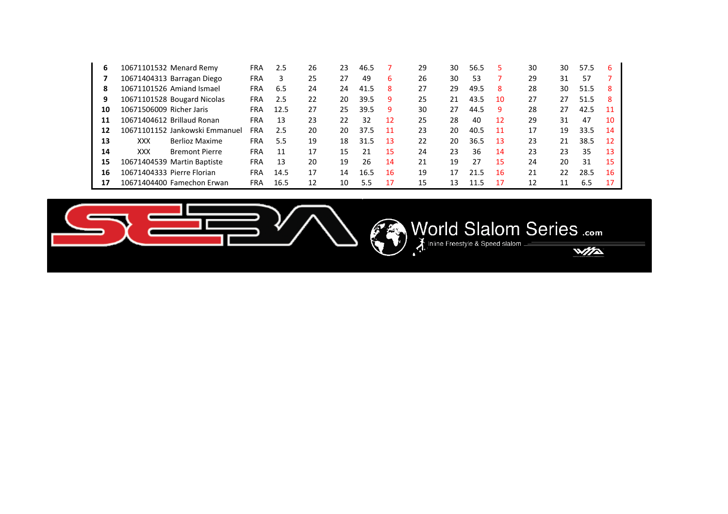| | | | | | | | | | | | | | | | | | |
|---|---|---|---|---|---|---|---|---|---|---|---|---|---|---|---|---|---|
| **6** | 10671101532 | Menard Remy | FRA | 2.5 | 26 | 23 | 46.5 | 7 | 29 | 30 | 56.5 | 5 | 30 | 30 | 57.5 | 6 |
| **7** | 10671404313 | Barragan Diego | FRA | 3 | 25 | 27 | 49 | 6 | 26 | 30 | 53 | 7 | 29 | 31 | 57 | 7 |
| **8** | 10671101526 | Amiand Ismael | FRA | 6.5 | 24 | 24 | 41.5 | 8 | 27 | 29 | 49.5 | 8 | 28 | 30 | 51.5 | 8 |
| **9** | 10671101528 | Bougard Nicolas | FRA | 2.5 | 22 | 20 | 39.5 | 9 | 25 | 21 | 43.5 | 10 | 27 | 27 | 51.5 | 8 |
| **10** | 10671506009 | Richer Jaris | FRA | 12.5 | 27 | 25 | 39.5 | 9 | 30 | 27 | 44.5 | 9 | 28 | 27 | 42.5 | 11 |
| **11** | 10671404612 | Brillaud Ronan | FRA | 13 | 23 | 22 | 32 | 12 | 25 | 28 | 40 | 12 | 29 | 31 | 47 | 10 |
| **12** | 10671101152 | Jankowski Emmanuel | FRA | 2.5 | 20 | 20 | 37.5 | 11 | 23 | 20 | 40.5 | 11 | 17 | 19 | 33.5 | 14 |
| **13** | XXX | Berlioz Maxime | FRA | 5.5 | 19 | 18 | 31.5 | 13 | 22 | 20 | 36.5 | 13 | 23 | 21 | 38.5 | 12 |
| **14** | XXX | Bremont Pierre | FRA | 11 | 17 | 15 | 21 | 15 | 24 | 23 | 36 | 14 | 23 | 23 | 35 | 13 |
| **15** | 10671404539 | Martin Baptiste | FRA | 13 | 20 | 19 | 26 | 14 | 21 | 19 | 27 | 15 | 24 | 20 | 31 | 15 |
| **16** | 10671404333 | Pierre Florian | FRA | 14.5 | 17 | 14 | 16.5 | 16 | 19 | 17 | 21.5 | 16 | 21 | 22 | 28.5 | 16 |
| **17** | 10671404400 | Famechon Erwan | FRA | 16.5 | 12 | 10 | 5.5 | 17 | 15 | 13 | 11.5 | 17 | 12 | 11 | 6.5 | 17 |

SEBA

World Slalom Series .com

Inline Freestyle & Speed slalom